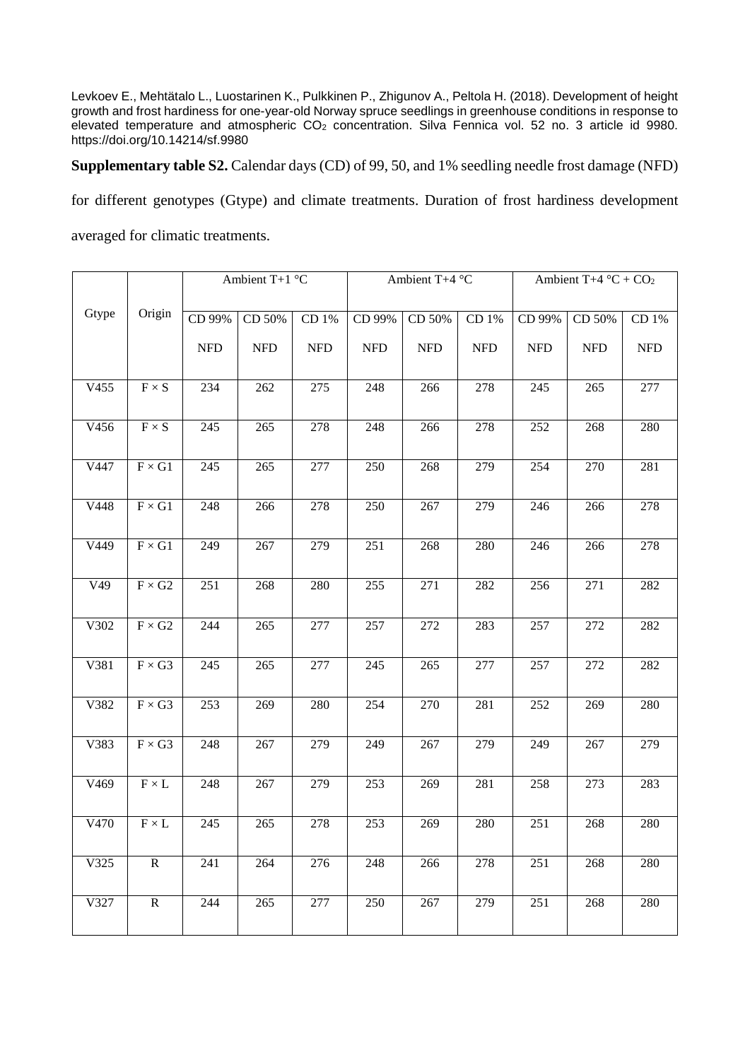Levkoev E., Mehtätalo L., Luostarinen K., Pulkkinen P., Zhigunov A., Peltola H. (2018). Development of height growth and frost hardiness for one-year-old Norway spruce seedlings in greenhouse conditions in response to elevated temperature and atmospheric $CO_2$ concentration. Silva Fennica vol. 52 no. 3 article id 9980. https://doi.org/10.14214/sf.9980

**Supplementary table S2.** Calendar days (CD) of 99, 50, and 1% seedling needle frost damage (NFD) for different genotypes (Gtype) and climate treatments. Duration of frost hardiness development averaged for climatic treatments.

| Gtype | Origin | Ambient T+1 °C | | | Ambient T+4 °C | | | Ambient T+4 °C + $CO_2$ | | |
|---|---|---|---|---|---|---|---|---|---|---|
| | | CD 99% NFD | CD 50% NFD | CD 1% NFD | CD 99% NFD | CD 50% NFD | CD 1% NFD | CD 99% NFD | CD 50% NFD | CD 1% NFD |
| V455 | F × S | 234 | 262 | 275 | 248 | 266 | 278 | 245 | 265 | 277 |
| V456 | F × S | 245 | 265 | 278 | 248 | 266 | 278 | 252 | 268 | 280 |
| V447 | F × G1 | 245 | 265 | 277 | 250 | 268 | 279 | 254 | 270 | 281 |
| V448 | F × G1 | 248 | 266 | 278 | 250 | 267 | 279 | 246 | 266 | 278 |
| V449 | F × G1 | 249 | 267 | 279 | 251 | 268 | 280 | 246 | 266 | 278 |
| V49 | F × G2 | 251 | 268 | 280 | 255 | 271 | 282 | 256 | 271 | 282 |
| V302 | F × G2 | 244 | 265 | 277 | 257 | 272 | 283 | 257 | 272 | 282 |
| V381 | F × G3 | 245 | 265 | 277 | 245 | 265 | 277 | 257 | 272 | 282 |
| V382 | F × G3 | 253 | 269 | 280 | 254 | 270 | 281 | 252 | 269 | 280 |
| V383 | F × G3 | 248 | 267 | 279 | 249 | 267 | 279 | 249 | 267 | 279 |
| V469 | F × L | 248 | 267 | 279 | 253 | 269 | 281 | 258 | 273 | 283 |
| V470 | F × L | 245 | 265 | 278 | 253 | 269 | 280 | 251 | 268 | 280 |
| V325 | R | 241 | 264 | 276 | 248 | 266 | 278 | 251 | 268 | 280 |
| V327 | R | 244 | 265 | 277 | 250 | 267 | 279 | 251 | 268 | 280 |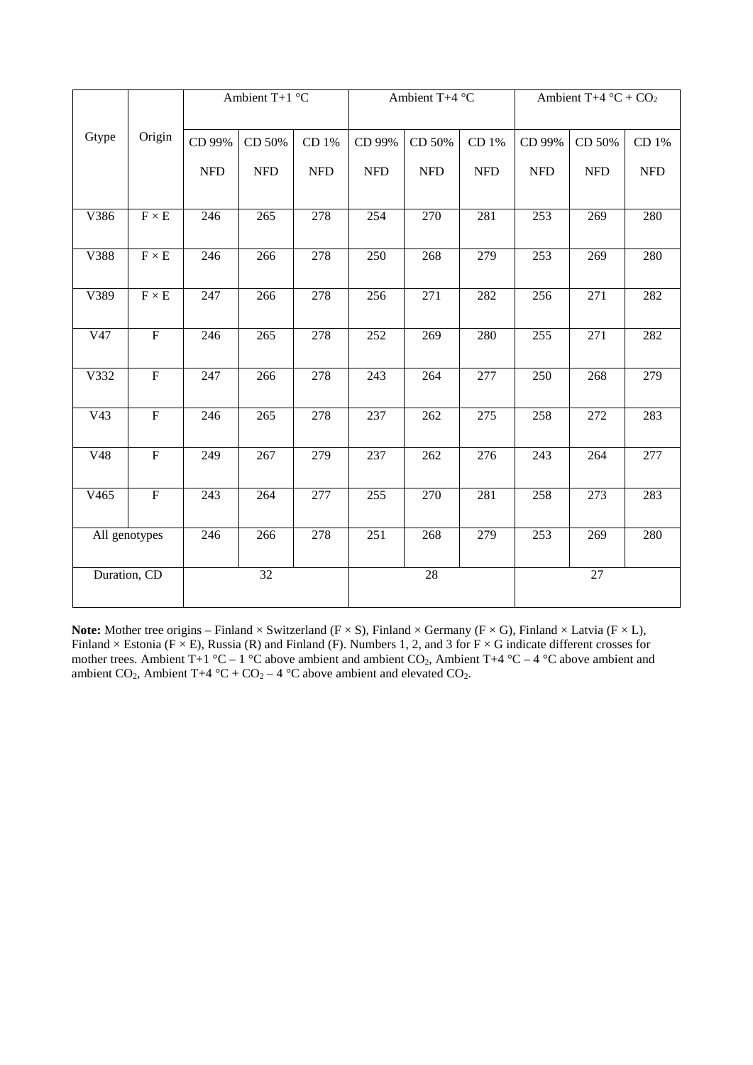| Gtype | Origin | Ambient T+1 °C | | | Ambient T+4 °C | | | Ambient T+4 °C + $CO_2$ | | |
|---|---|---|---|---|---|---|---|---|---|---|
| | | CD 99% NFD | CD 50% NFD | CD 1% NFD | CD 99% NFD | CD 50% NFD | CD 1% NFD | CD 99% NFD | CD 50% NFD | CD 1% NFD |
| V386 | F × E | 246 | 265 | 278 | 254 | 270 | 281 | 253 | 269 | 280 |
| V388 | F × E | 246 | 266 | 278 | 250 | 268 | 279 | 253 | 269 | 280 |
| V389 | F × E | 247 | 266 | 278 | 256 | 271 | 282 | 256 | 271 | 282 |
| V47 | F | 246 | 265 | 278 | 252 | 269 | 280 | 255 | 271 | 282 |
| V332 | F | 247 | 266 | 278 | 243 | 264 | 277 | 250 | 268 | 279 |
| V43 | F | 246 | 265 | 278 | 237 | 262 | 275 | 258 | 272 | 283 |
| V48 | F | 249 | 267 | 279 | 237 | 262 | 276 | 243 | 264 | 277 |
| V465 | F | 243 | 264 | 277 | 255 | 270 | 281 | 258 | 273 | 283 |
| All genotypes | | 246 | 266 | 278 | 251 | 268 | 279 | 253 | 269 | 280 |
| Duration, CD | | 32 | | | 28 | | | 27 | | |

**Note:** Mother tree origins – Finland × Switzerland (F × S), Finland × Germany (F × G), Finland × Latvia (F × L), Finland × Estonia (F × E), Russia (R) and Finland (F). Numbers 1, 2, and 3 for F × G indicate different crosses for mother trees. Ambient T+1 °C – 1 °C above ambient and ambient $CO_2$, Ambient T+4 °C – 4 °C above ambient and ambient $CO_2$, Ambient T+4 °C + $CO_2$ – 4 °C above ambient and elevated $CO_2$.